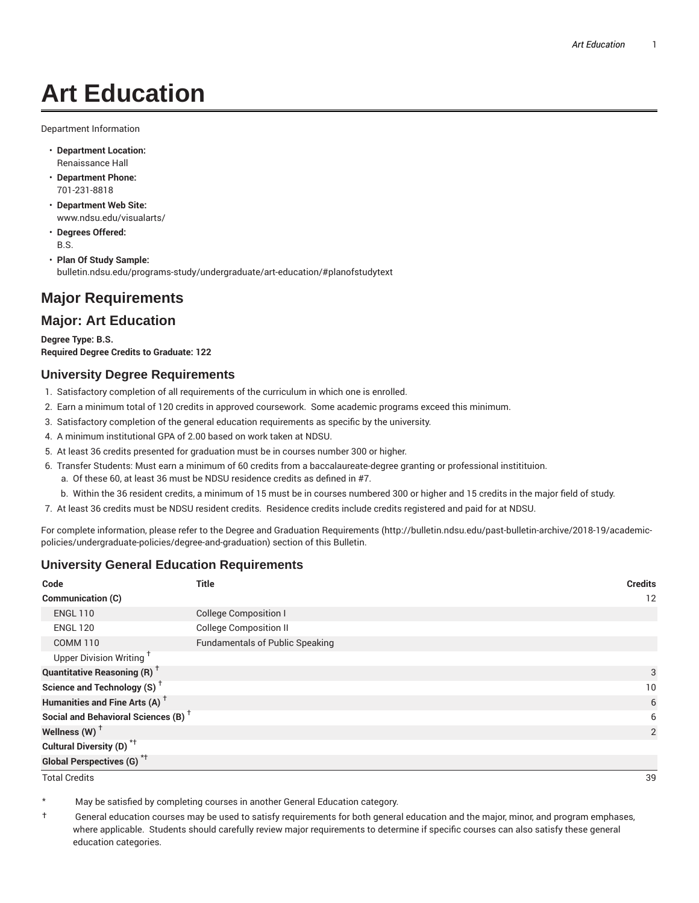# Art Education

Department Information

- **Department Location:**
  Renaissance Hall
- **Department Phone:**
  701-231-8818
- **Department Web Site:**
  www.ndsu.edu/visualarts/
- **Degrees Offered:**
  B.S.
- **Plan Of Study Sample:**
  bulletin.ndsu.edu/programs-study/undergraduate/art-education/#planofstudytext

## Major Requirements

## Major: Art Education

**Degree Type: B.S.**
**Required Degree Credits to Graduate: 122**

### University Degree Requirements

1. Satisfactory completion of all requirements of the curriculum in which one is enrolled.
2. Earn a minimum total of 120 credits in approved coursework. Some academic programs exceed this minimum.
3. Satisfactory completion of the general education requirements as specific by the university.
4. A minimum institutional GPA of 2.00 based on work taken at NDSU.
5. At least 36 credits presented for graduation must be in courses number 300 or higher.
6. Transfer Students: Must earn a minimum of 60 credits from a baccalaureate-degree granting or professional institituion.
   a. Of these 60, at least 36 must be NDSU residence credits as defined in #7.
   b. Within the 36 resident credits, a minimum of 15 must be in courses numbered 300 or higher and 15 credits in the major field of study.
7. At least 36 credits must be NDSU resident credits. Residence credits include credits registered and paid for at NDSU.

For complete information, please refer to the Degree and Graduation Requirements (http://bulletin.ndsu.edu/past-bulletin-archive/2018-19/academic-policies/undergraduate-policies/degree-and-graduation) section of this Bulletin.

### University General Education Requirements

| Code | Title | Credits |
|---|---|---|
| **Communication (C)** | | 12 |
| ENGL 110 | College Composition I | |
| ENGL 120 | College Composition II | |
| COMM 110 | Fundamentals of Public Speaking | |
| Upper Division Writing † | | |
| **Quantitative Reasoning (R) †** | | 3 |
| **Science and Technology (S) †** | | 10 |
| **Humanities and Fine Arts (A) †** | | 6 |
| **Social and Behavioral Sciences (B) †** | | 6 |
| **Wellness (W) †** | | 2 |
| **Cultural Diversity (D) *†** | | |
| **Global Perspectives (G) *†** | | |
| Total Credits | | 39 |

* May be satisfied by completing courses in another General Education category.

† General education courses may be used to satisfy requirements for both general education and the major, minor, and program emphases, where applicable. Students should carefully review major requirements to determine if specific courses can also satisfy these general education categories.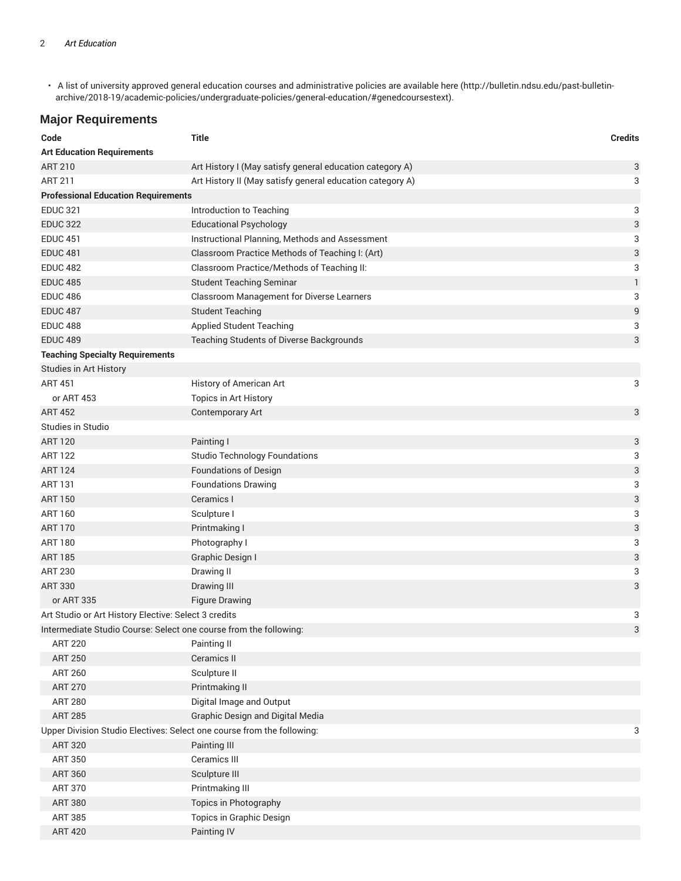- A list of university approved general education courses and administrative policies are available here (http://bulletin.ndsu.edu/past-bulletin-archive/2018-19/academic-policies/undergraduate-policies/general-education/#genedcoursestext).

## Major Requirements

| Code | Title | Credits |
|---|---|---|
| **Art Education Requirements** | | |
| ART 210 | Art History I (May satisfy general education category A) | 3 |
| ART 211 | Art History II (May satisfy general education category A) | 3 |
| **Professional Education Requirements** | | |
| EDUC 321 | Introduction to Teaching | 3 |
| EDUC 322 | Educational Psychology | 3 |
| EDUC 451 | Instructional Planning, Methods and Assessment | 3 |
| EDUC 481 | Classroom Practice Methods of Teaching I: (Art) | 3 |
| EDUC 482 | Classroom Practice/Methods of Teaching II: | 3 |
| EDUC 485 | Student Teaching Seminar | 1 |
| EDUC 486 | Classroom Management for Diverse Learners | 3 |
| EDUC 487 | Student Teaching | 9 |
| EDUC 488 | Applied Student Teaching | 3 |
| EDUC 489 | Teaching Students of Diverse Backgrounds | 3 |
| **Teaching Specialty Requirements** | | |
| Studies in Art History | | |
| ART 451 | History of American Art | 3 |
| or ART 453 | Topics in Art History | |
| ART 452 | Contemporary Art | 3 |
| Studies in Studio | | |
| ART 120 | Painting I | 3 |
| ART 122 | Studio Technology Foundations | 3 |
| ART 124 | Foundations of Design | 3 |
| ART 131 | Foundations Drawing | 3 |
| ART 150 | Ceramics I | 3 |
| ART 160 | Sculpture I | 3 |
| ART 170 | Printmaking I | 3 |
| ART 180 | Photography I | 3 |
| ART 185 | Graphic Design I | 3 |
| ART 230 | Drawing II | 3 |
| ART 330 | Drawing III | 3 |
| or ART 335 | Figure Drawing | |
| Art Studio or Art History Elective: Select 3 credits | | 3 |
| Intermediate Studio Course: Select one course from the following: | | 3 |
| ART 220 | Painting II | |
| ART 250 | Ceramics II | |
| ART 260 | Sculpture II | |
| ART 270 | Printmaking II | |
| ART 280 | Digital Image and Output | |
| ART 285 | Graphic Design and Digital Media | |
| Upper Division Studio Electives: Select one course from the following: | | 3 |
| ART 320 | Painting III | |
| ART 350 | Ceramics III | |
| ART 360 | Sculpture III | |
| ART 370 | Printmaking III | |
| ART 380 | Topics in Photography | |
| ART 385 | Topics in Graphic Design | |
| ART 420 | Painting IV | |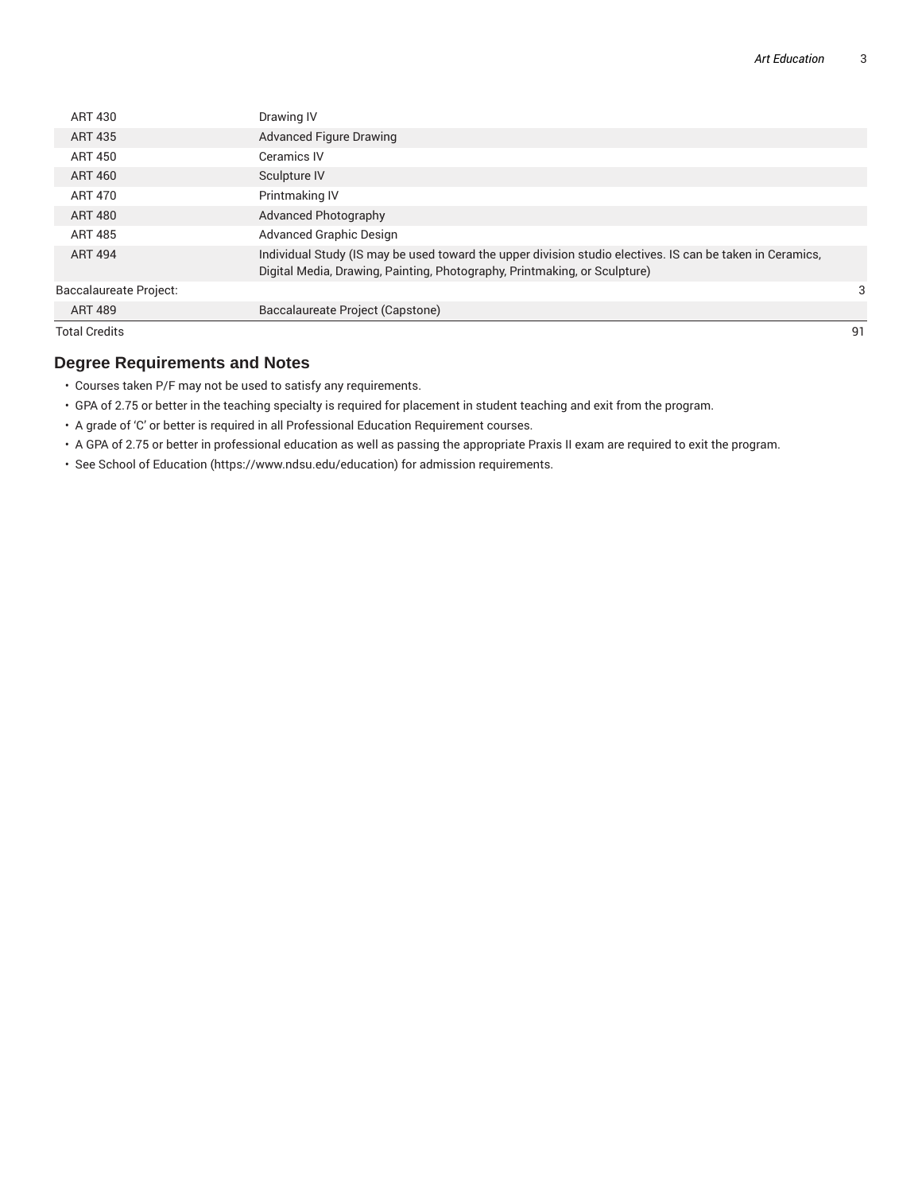| | | |
|---|---|---|
| ART 430 | Drawing IV | |
| ART 435 | Advanced Figure Drawing | |
| ART 450 | Ceramics IV | |
| ART 460 | Sculpture IV | |
| ART 470 | Printmaking IV | |
| ART 480 | Advanced Photography | |
| ART 485 | Advanced Graphic Design | |
| ART 494 | Individual Study (IS may be used toward the upper division studio electives. IS can be taken in Ceramics, Digital Media, Drawing, Painting, Photography, Printmaking, or Sculpture) | |
| Baccalaureate Project: | | 3 |
| ART 489 | Baccalaureate Project (Capstone) | |
| Total Credits | | 91 |

### Degree Requirements and Notes

- Courses taken P/F may not be used to satisfy any requirements.
- GPA of 2.75 or better in the teaching specialty is required for placement in student teaching and exit from the program.
- A grade of 'C' or better is required in all Professional Education Requirement courses.
- A GPA of 2.75 or better in professional education as well as passing the appropriate Praxis II exam are required to exit the program.
- See School of Education (https://www.ndsu.edu/education) for admission requirements.